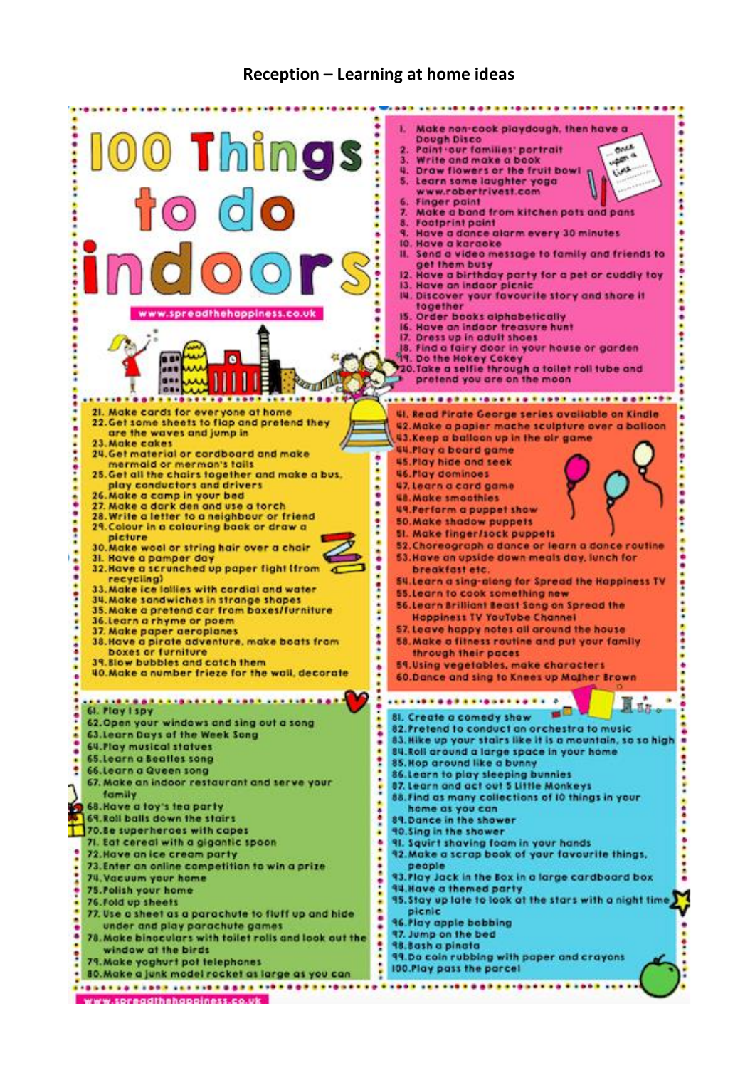# Reception – Learning at home ideas

## 100 Things to do indoors

www.spreadthehappiness.co.uk

1. Make non-cook playdough, then have a Dough Disco
2. Paint our families' portrait
3. Write and make a book
4. Draw flowers or the fruit bowl
5. Learn some laughter yoga www.robertrivest.com
6. Finger paint
7. Make a band from kitchen pots and pans
8. Footprint paint
9. Have a dance alarm every 30 minutes
10. Have a karaoke
11. Send a video message to family and friends to get them busy
12. Have a birthday party for a pet or cuddly toy
13. Have an indoor picnic
14. Discover your favourite story and share it together
15. Order books alphabetically
16. Have an indoor treasure hunt
17. Dress up in adult shoes
18. Find a fairy door in your house or garden
19. Do the Hokey Cokey
20. Take a selfie through a toilet roll tube and pretend you are on the moon
21. Make cards for everyone at home
22. Get some sheets to flap and pretend they are the waves and jump in
23. Make cakes
24. Get material or cardboard and make mermaid or merman's tails
25. Get all the chairs together and make a bus, play conductors and drivers
26. Make a camp in your bed
27. Make a dark den and use a torch
28. Write a letter to a neighbour or friend
29. Colour in a colouring book or draw a picture
30. Make wool or string hair over a chair
31. Have a pamper day
32. Have a scrunched up paper fight (from recycling)
33. Make ice lollies with cordial and water
34. Make sandwiches in strange shapes
35. Make a pretend car from boxes/furniture
36. Learn a rhyme or poem
37. Make paper aeroplanes
38. Have a pirate adventure, make boats from boxes or furniture
39. Blow bubbles and catch them
40. Make a number frieze for the wall, decorate
41. Read Pirate George series available on Kindle
42. Make a papier mache sculpture over a balloon
43. Keep a balloon up in the air game
44. Play a board game
45. Play hide and seek
46. Play dominoes
47. Learn a card game
48. Make smoothies
49. Perform a puppet show
50. Make shadow puppets
51. Make finger/sock puppets
52. Choreograph a dance or learn a dance routine
53. Have an upside down meals day, lunch for breakfast etc.
54. Learn a sing-along for Spread the Happiness TV
55. Learn to cook something new
56. Learn Brilliant Beast Song on Spread the Happiness TV YouTube Channel
57. Leave happy notes all around the house
58. Make a fitness routine and put your family through their paces
59. Using vegetables, make characters
60. Dance and sing to Knees up Mother Brown
61. Play I spy
62. Open your windows and sing out a song
63. Learn Days of the Week Song
64. Play musical statues
65. Learn a Beatles song
66. Learn a Queen song
67. Make an indoor restaurant and serve your family
68. Have a toy's tea party
69. Roll balls down the stairs
70. Be superheroes with capes
71. Eat cereal with a gigantic spoon
72. Have an ice cream party
73. Enter an online competition to win a prize
74. Vacuum your home
75. Polish your home
76. Fold up sheets
77. Use a sheet as a parachute to fluff up and hide under and play parachute games
78. Make binoculars with toilet rolls and look out the window at the birds
79. Make yoghurt pot telephones
80. Make a junk model rocket as large as you can
81. Create a comedy show
82. Pretend to conduct an orchestra to music
83. Hike up your stairs like it is a mountain, so so high
84. Roll around a large space in your home
85. Hop around like a bunny
86. Learn to play sleeping bunnies
87. Learn and act out 5 Little Monkeys
88. Find as many collections of 10 things in your home as you can
89. Dance in the shower
90. Sing in the shower
91. Squirt shaving foam in your hands
92. Make a scrap book of your favourite things, people
93. Play Jack in the Box in a large cardboard box
94. Have a themed party
95. Stay up late to look at the stars with a night time picnic
96. Play apple bobbing
97. Jump on the bed
98. Bash a pinata
99. Do coin rubbing with paper and crayons
100. Play pass the parcel

www.spreadthehappiness.co.uk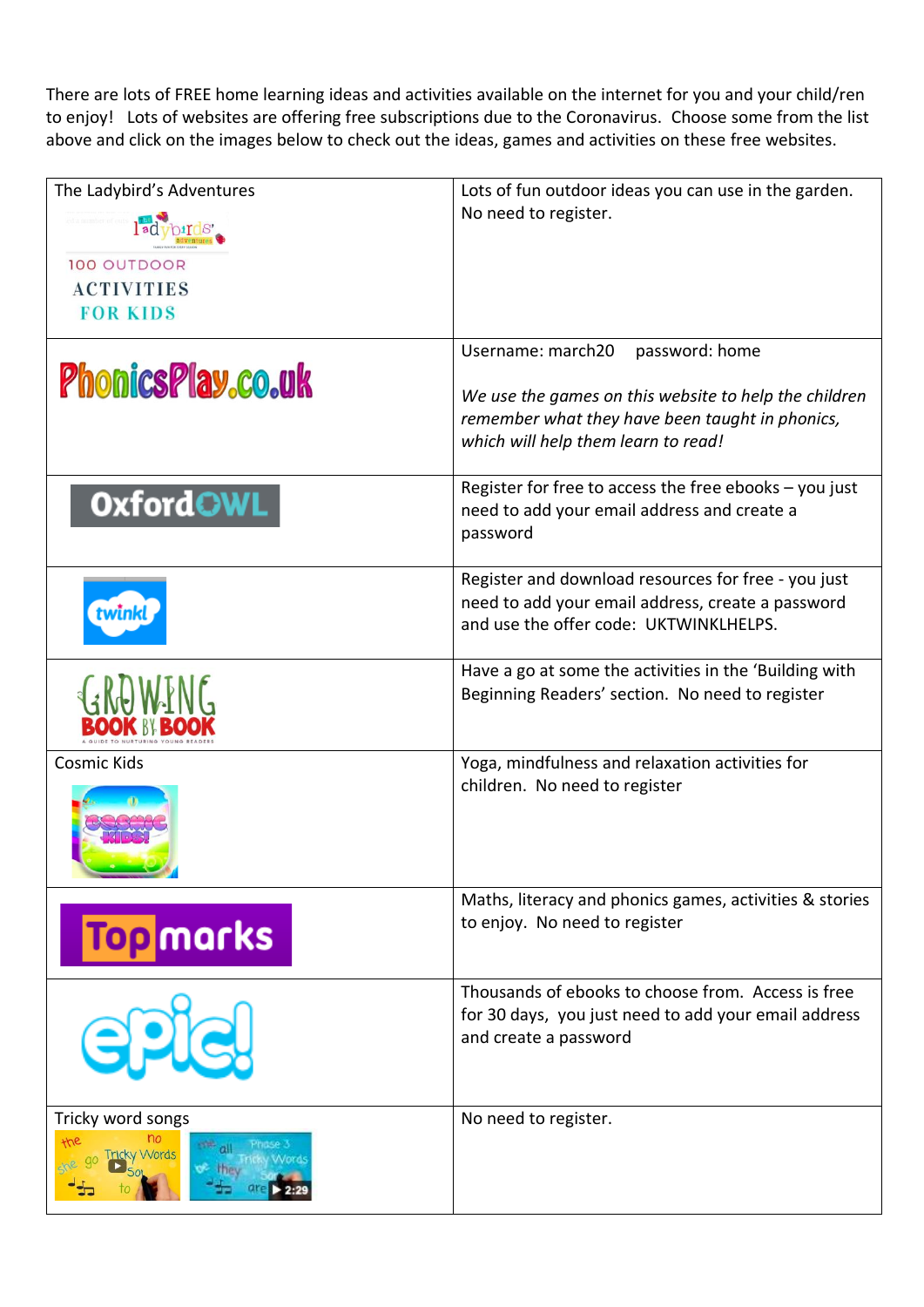There are lots of FREE home learning ideas and activities available on the internet for you and your child/ren to enjoy! Lots of websites are offering free subscriptions due to the Coronavirus. Choose some from the list above and click on the images below to check out the ideas, games and activities on these free websites.

| | |
|---|---|
| The Ladybird's Adventures<br>100 OUTDOOR ACTIVITIES FOR KIDS | Lots of fun outdoor ideas you can use in the garden. No need to register. |
| PhonicsPlay.co.uk | Username: march20 password: home<br><br>*We use the games on this website to help the children remember what they have been taught in phonics, which will help them learn to read!* |
| Oxford OWL | Register for free to access the free ebooks – you just need to add your email address and create a password |
| twinkl | Register and download resources for free - you just need to add your email address, create a password and use the offer code: UKTWINKLHELPS. |
| GROWING BOOK BY BOOK<br>A GUIDE TO NURTURING YOUNG READERS | Have a go at some the activities in the 'Building with Beginning Readers' section. No need to register |
| Cosmic Kids | Yoga, mindfulness and relaxation activities for children. No need to register |
| Topmarks | Maths, literacy and phonics games, activities & stories to enjoy. No need to register |
| epic! | Thousands of ebooks to choose from. Access is free for 30 days, you just need to add your email address and create a password |
| Tricky word songs | No need to register. |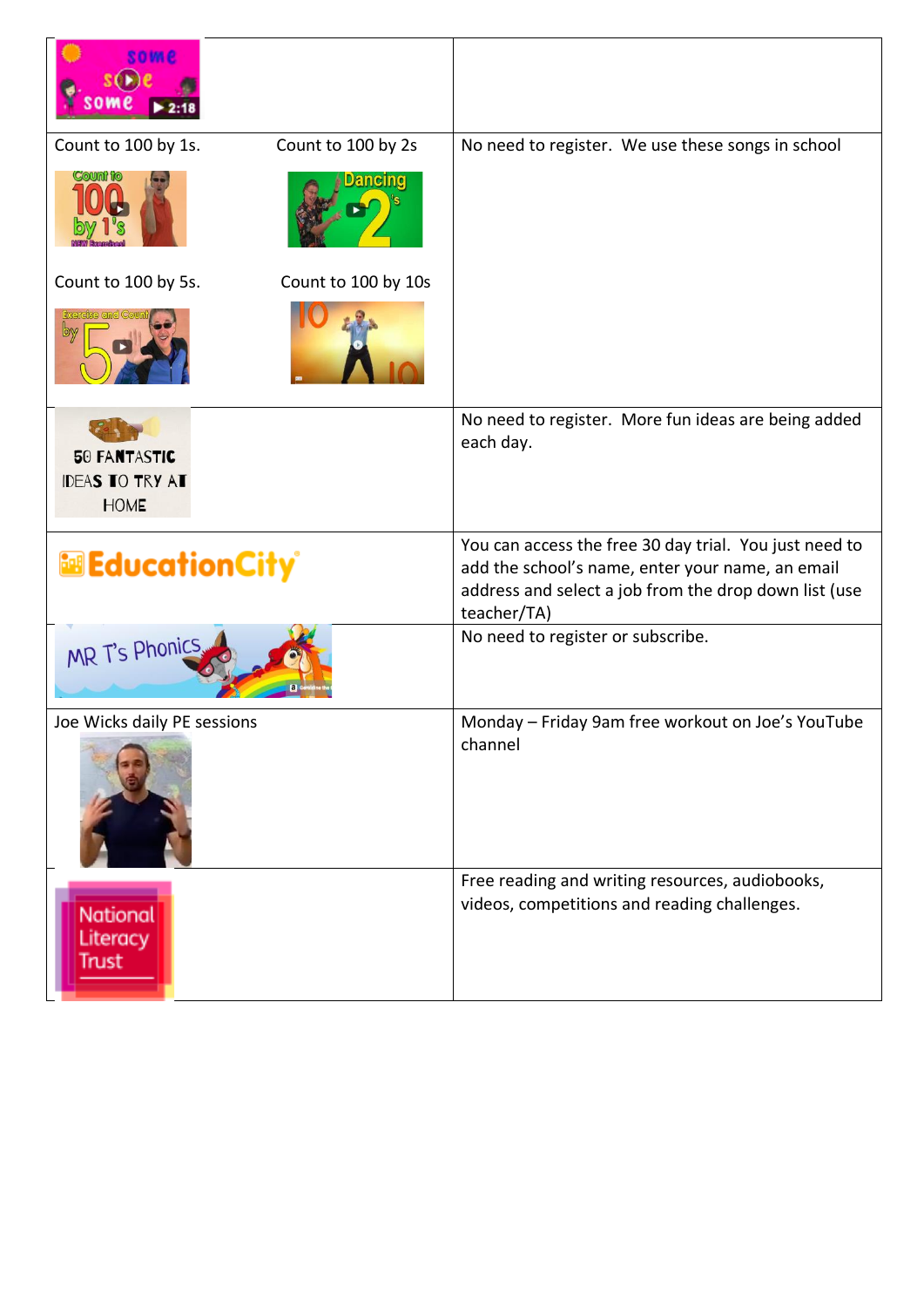| | |
|---|---|
| | |
| Count to 100 by 1s. Count to 100 by 2s<br><br>Count to 100 by 5s. Count to 100 by 10s | No need to register. We use these songs in school |
| 50 FANTASTIC IDEAS TO TRY AT HOME | No need to register. More fun ideas are being added each day. |
| EducationCity | You can access the free 30 day trial. You just need to add the school's name, enter your name, an email address and select a job from the drop down list (use teacher/TA) |
| MR T's Phonics | No need to register or subscribe. |
| Joe Wicks daily PE sessions | Monday – Friday 9am free workout on Joe's YouTube channel |
| National Literacy Trust | Free reading and writing resources, audiobooks, videos, competitions and reading challenges. |